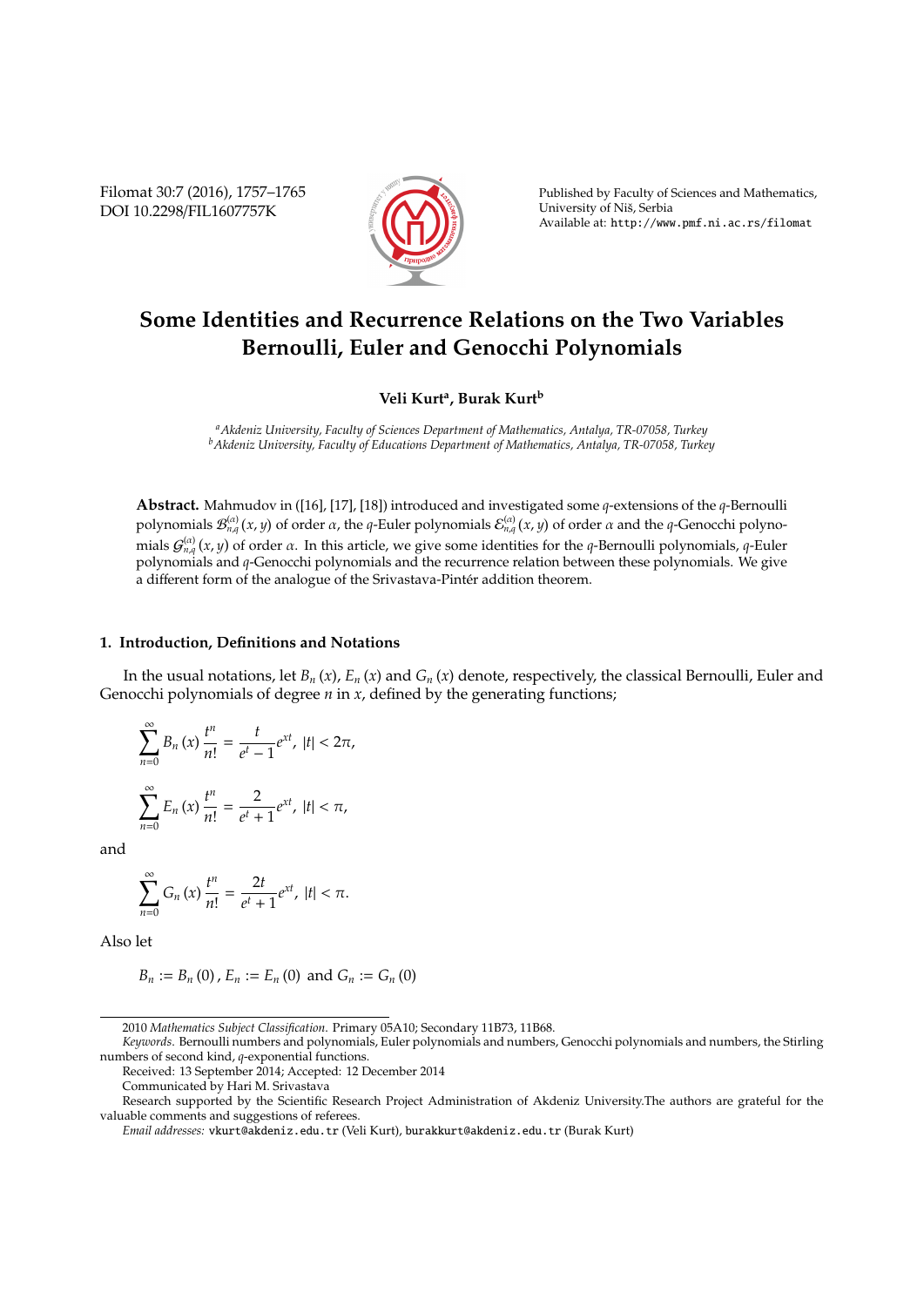# Some Identities and Recurrence Relations on the Two Variables Bernoulli, Euler and Genocchi Polynomials

**Veli Kurt[a], Burak Kurt[b]**

*[a]Akdeniz University, Faculty of Sciences Department of Mathematics, Antalya, TR-07058, Turkey*
*[b]Akdeniz University, Faculty of Educations Department of Mathematics, Antalya, TR-07058, Turkey*

**Abstract.** Mahmudov in ([16], [17], [18]) introduced and investigated some $q$-extensions of the $q$-Bernoulli polynomials $\mathcal{B}_{n,q}^{(\alpha)}(x,y)$ of order $\alpha$, the $q$-Euler polynomials $\mathcal{E}_{n,q}^{(\alpha)}(x,y)$ of order $\alpha$ and the $q$-Genocchi polynomials $\mathcal{G}_{n,q}^{(\alpha)}(x,y)$ of order $\alpha$. In this article, we give some identities for the $q$-Bernoulli polynomials, $q$-Euler polynomials and $q$-Genocchi polynomials and the recurrence relation between these polynomials. We give a different form of the analogue of the Srivastava-Pintér addition theorem.

## 1. Introduction, Definitions and Notations

In the usual notations, let $B_n(x)$, $E_n(x)$ and $G_n(x)$ denote, respectively, the classical Bernoulli, Euler and Genocchi polynomials of degree $n$ in $x$, defined by the generating functions;

$$\sum_{n=0}^{\infty} B_n(x)\frac{t^n}{n!} = \frac{t}{e^t-1}e^{xt},\ |t| < 2\pi,$$

$$\sum_{n=0}^{\infty} E_n(x)\frac{t^n}{n!} = \frac{2}{e^t+1}e^{xt},\ |t| < \pi,$$

and

$$\sum_{n=0}^{\infty} G_n(x)\frac{t^n}{n!} = \frac{2t}{e^t+1}e^{xt},\ |t| < \pi.$$

Also let

$$B_n := B_n(0),\ E_n := E_n(0) \text{ and } G_n := G_n(0)$$

---

2010 *Mathematics Subject Classification.* Primary 05A10; Secondary 11B73, 11B68.

*Keywords*. Bernoulli numbers and polynomials, Euler polynomials and numbers, Genocchi polynomials and numbers, the Stirling numbers of second kind, $q$-exponential functions.

Received: 13 September 2014; Accepted: 12 December 2014

Communicated by Hari M. Srivastava

Research supported by the Scientific Research Project Administration of Akdeniz University.The authors are grateful for the valuable comments and suggestions of referees.

*Email addresses:* vkurt@akdeniz.edu.tr (Veli Kurt), burakkurt@akdeniz.edu.tr (Burak Kurt)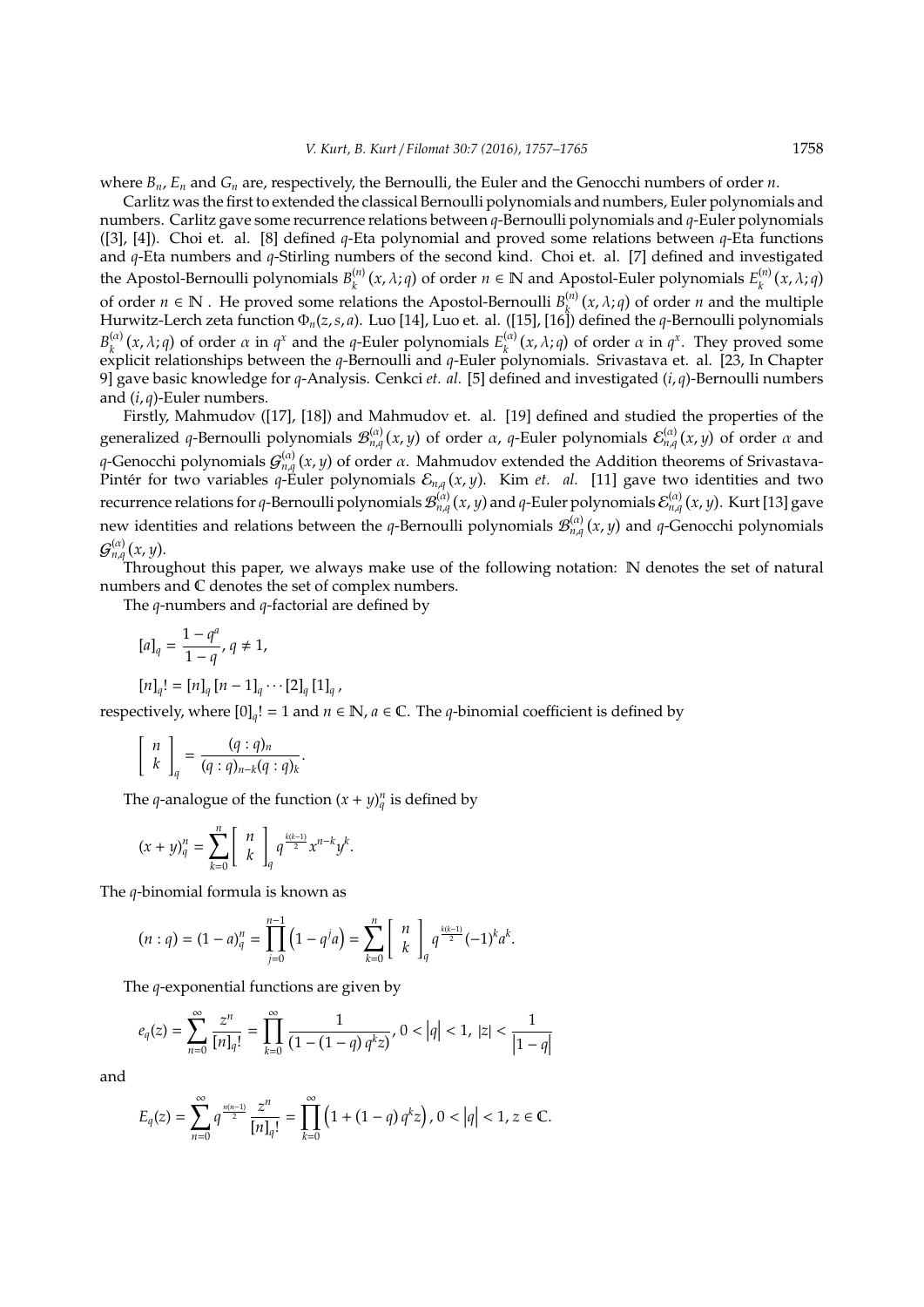where $B_n$, $E_n$ and $G_n$ are, respectively, the Bernoulli, the Euler and the Genocchi numbers of order $n$.

Carlitz was the first to extended the classical Bernoulli polynomials and numbers, Euler polynomials and numbers. Carlitz gave some recurrence relations between $q$-Bernoulli polynomials and $q$-Euler polynomials ([3], [4]). Choi et. al. [8] defined $q$-Eta polynomial and proved some relations between $q$-Eta functions and $q$-Eta numbers and $q$-Stirling numbers of the second kind. Choi et. al. [7] defined and investigated the Apostol-Bernoulli polynomials $B_k^{(n)}(x, \lambda; q)$ of order $n \in \mathbb{N}$ and Apostol-Euler polynomials $E_k^{(n)}(x, \lambda; q)$ of order $n \in \mathbb{N}$ . He proved some relations the Apostol-Bernoulli $B_k^{(n)}(x, \lambda; q)$ of order $n$ and the multiple Hurwitz-Lerch zeta function $\Phi_n(z, s, a)$. Luo [14], Luo et. al. ([15], [16]) defined the $q$-Bernoulli polynomials $B_k^{(\alpha)}(x, \lambda; q)$ of order $\alpha$ in $q^x$ and the $q$-Euler polynomials $E_k^{(\alpha)}(x, \lambda; q)$ of order $\alpha$ in $q^x$. They proved some explicit relationships between the $q$-Bernoulli and $q$-Euler polynomials. Srivastava et. al. [23, In Chapter 9] gave basic knowledge for $q$-Analysis. Cenkci *et. al.* [5] defined and investigated $(i, q)$-Bernoulli numbers and $(i, q)$-Euler numbers.

Firstly, Mahmudov ([17], [18]) and Mahmudov et. al. [19] defined and studied the properties of the generalized $q$-Bernoulli polynomials $\mathcal{B}_{n,q}^{(\alpha)}(x, y)$ of order $\alpha$, $q$-Euler polynomials $\mathcal{E}_{n,q}^{(\alpha)}(x, y)$ of order $\alpha$ and $q$-Genocchi polynomials $\mathcal{G}_{n,q}^{(\alpha)}(x, y)$ of order $\alpha$. Mahmudov extended the Addition theorems of Srivastava-Pintér for two variables $q$-Euler polynomials $\mathcal{E}_{n,q}(x, y)$. Kim *et. al.* [11] gave two identities and two recurrence relations for $q$-Bernoulli polynomials $\mathcal{B}_{n,q}^{(\alpha)}(x, y)$ and $q$-Euler polynomials $\mathcal{E}_{n,q}^{(\alpha)}(x, y)$. Kurt [13] gave new identities and relations between the $q$-Bernoulli polynomials $\mathcal{B}_{n,q}^{(\alpha)}(x, y)$ and $q$-Genocchi polynomials $\mathcal{G}_{n,q}^{(\alpha)}(x, y)$.

Throughout this paper, we always make use of the following notation: $\mathbb{N}$ denotes the set of natural numbers and $\mathbb{C}$ denotes the set of complex numbers.

The $q$-numbers and $q$-factorial are defined by

$$[a]_q = \frac{1 - q^a}{1 - q}, \, q \neq 1,$$

$$[n]_q! = [n]_q \, [n-1]_q \cdots [2]_q \, [1]_q \, ,$$

respectively, where $[0]_q! = 1$ and $n \in \mathbb{N}$, $a \in \mathbb{C}$. The $q$-binomial coefficient is defined by

$$\left[ \begin{array}{c} n \\ k \end{array} \right]_q = \frac{(q : q)_n}{(q : q)_{n-k} (q : q)_k}.$$

The $q$-analogue of the function $(x + y)_q^n$ is defined by

$$(x + y)_q^n = \sum_{k=0}^{n} \left[ \begin{array}{c} n \\ k \end{array} \right]_q q^{\frac{k(k-1)}{2}} x^{n-k} y^k.$$

The $q$-binomial formula is known as

$$(n : q) = (1 - a)_q^n = \prod_{j=0}^{n-1} \left(1 - q^j a\right) = \sum_{k=0}^{n} \left[ \begin{array}{c} n \\ k \end{array} \right]_q q^{\frac{k(k-1)}{2}} (-1)^k a^k.$$

The $q$-exponential functions are given by

$$e_q(z) = \sum_{n=0}^{\infty} \frac{z^n}{[n]_q!} = \prod_{k=0}^{\infty} \frac{1}{(1 - (1 - q) q^k z)}, \, 0 < |q| < 1, \; |z| < \frac{1}{|1 - q|}$$

and

$$E_q(z) = \sum_{n=0}^{\infty} q^{\frac{n(n-1)}{2}} \frac{z^n}{[n]_q!} = \prod_{k=0}^{\infty} \left(1 + (1 - q) q^k z\right), \, 0 < |q| < 1, \, z \in \mathbb{C}.$$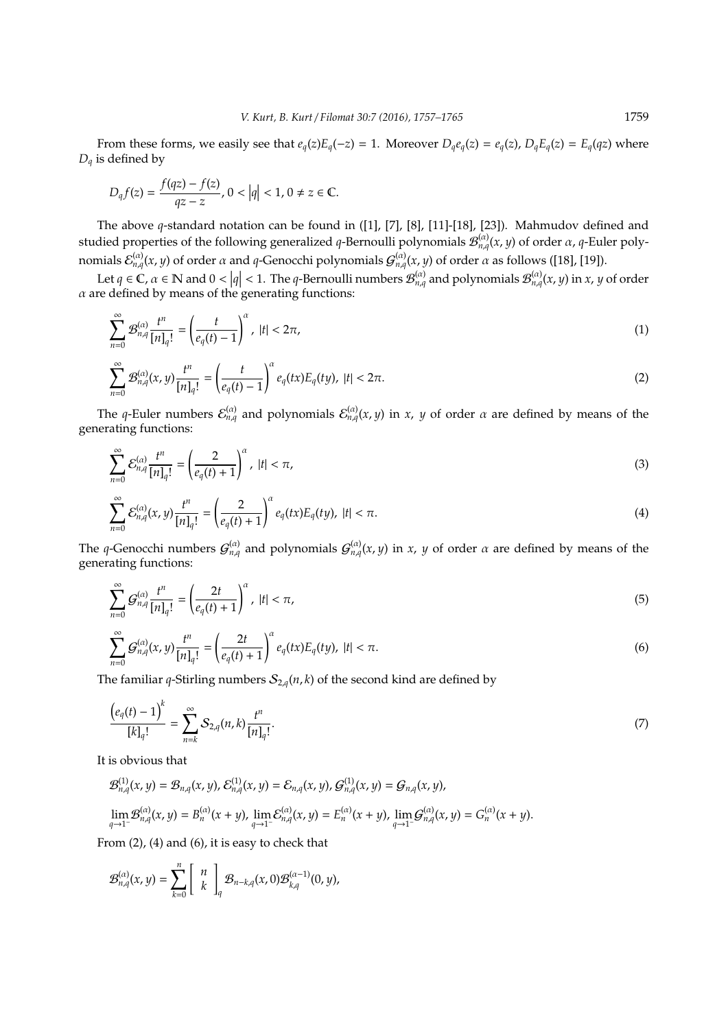From these forms, we easily see that $e_q(z)E_q(-z) = 1$. Moreover $D_q e_q(z) = e_q(z)$, $D_q E_q(z) = E_q(qz)$ where $D_q$ is defined by

$$D_q f(z) = \frac{f(qz) - f(z)}{qz - z}, \; 0 < \left|q\right| < 1, \; 0 \neq z \in \mathbb{C}.$$

The above $q$-standard notation can be found in ([1], [7], [8], [11]-[18], [23]). Mahmudov defined and studied properties of the following generalized $q$-Bernoulli polynomials $\mathcal{B}_{n,q}^{(\alpha)}(x, y)$ of order $\alpha$, $q$-Euler polynomials $\mathcal{E}_{n,q}^{(\alpha)}(x, y)$ of order $\alpha$ and $q$-Genocchi polynomials $\mathcal{G}_{n,q}^{(\alpha)}(x, y)$ of order $\alpha$ as follows ([18], [19]).

Let $q \in \mathbb{C}$, $\alpha \in \mathbb{N}$ and $0 < \left|q\right| < 1$. The $q$-Bernoulli numbers $\mathcal{B}_{n,q}^{(\alpha)}$ and polynomials $\mathcal{B}_{n,q}^{(\alpha)}(x, y)$ in $x$, $y$ of order $\alpha$ are defined by means of the generating functions:

$$\sum_{n=0}^{\infty} \mathcal{B}_{n,q}^{(\alpha)} \frac{t^n}{[n]_q!} = \left(\frac{t}{e_q(t) - 1}\right)^{\alpha}, \; |t| < 2\pi, \tag{1}$$

$$\sum_{n=0}^{\infty} \mathcal{B}_{n,q}^{(\alpha)}(x, y) \frac{t^n}{[n]_q!} = \left(\frac{t}{e_q(t) - 1}\right)^{\alpha} e_q(tx) E_q(ty), \; |t| < 2\pi. \tag{2}$$

The $q$-Euler numbers $\mathcal{E}_{n,q}^{(\alpha)}$ and polynomials $\mathcal{E}_{n,q}^{(\alpha)}(x, y)$ in $x$, $y$ of order $\alpha$ are defined by means of the generating functions:

$$\sum_{n=0}^{\infty} \mathcal{E}_{n,q}^{(\alpha)} \frac{t^n}{[n]_q!} = \left(\frac{2}{e_q(t) + 1}\right)^{\alpha}, \; |t| < \pi, \tag{3}$$

$$\sum_{n=0}^{\infty} \mathcal{E}_{n,q}^{(\alpha)}(x, y) \frac{t^n}{[n]_q!} = \left(\frac{2}{e_q(t) + 1}\right)^{\alpha} e_q(tx) E_q(ty), \; |t| < \pi. \tag{4}$$

The $q$-Genocchi numbers $\mathcal{G}_{n,q}^{(\alpha)}$ and polynomials $\mathcal{G}_{n,q}^{(\alpha)}(x, y)$ in $x$, $y$ of order $\alpha$ are defined by means of the generating functions:

$$\sum_{n=0}^{\infty} \mathcal{G}_{n,q}^{(\alpha)} \frac{t^n}{[n]_q!} = \left(\frac{2t}{e_q(t) + 1}\right)^{\alpha}, \; |t| < \pi, \tag{5}$$

$$\sum_{n=0}^{\infty} \mathcal{G}_{n,q}^{(\alpha)}(x, y) \frac{t^n}{[n]_q!} = \left(\frac{2t}{e_q(t) + 1}\right)^{\alpha} e_q(tx) E_q(ty), \; |t| < \pi. \tag{6}$$

The familiar $q$-Stirling numbers $\mathcal{S}_{2,q}(n, k)$ of the second kind are defined by

$$\frac{\left(e_q(t) - 1\right)^k}{[k]_q!} = \sum_{n=k}^{\infty} \mathcal{S}_{2,q}(n, k) \frac{t^n}{[n]_q!}. \tag{7}$$

It is obvious that

$$\mathcal{B}_{n,q}^{(1)}(x, y) = \mathcal{B}_{n,q}(x, y), \; \mathcal{E}_{n,q}^{(1)}(x, y) = \mathcal{E}_{n,q}(x, y), \; \mathcal{G}_{n,q}^{(1)}(x, y) = \mathcal{G}_{n,q}(x, y),$$

$$\lim_{q \to 1^-} \mathcal{B}_{n,q}^{(\alpha)}(x, y) = B_n^{(\alpha)}(x + y), \; \lim_{q \to 1^-} \mathcal{E}_{n,q}^{(\alpha)}(x, y) = E_n^{(\alpha)}(x + y), \; \lim_{q \to 1^-} \mathcal{G}_{n,q}^{(\alpha)}(x, y) = G_n^{(\alpha)}(x + y).$$

From (2), (4) and (6), it is easy to check that

$$\mathcal{B}_{n,q}^{(\alpha)}(x, y) = \sum_{k=0}^{n} \begin{bmatrix} n \\ k \end{bmatrix}_q \mathcal{B}_{n-k,q}(x, 0) \mathcal{B}_{k,q}^{(\alpha-1)}(0, y),$$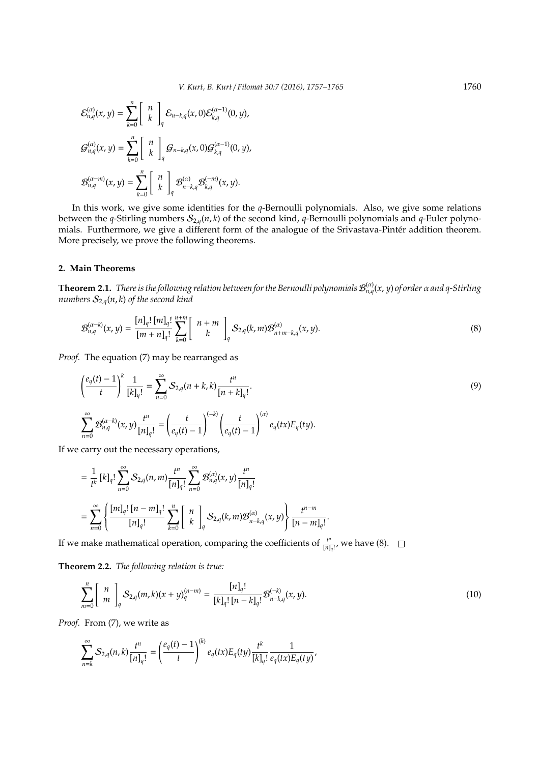$$\mathcal{E}_{n,q}^{(\alpha)}(x,y) = \sum_{k=0}^{n} \begin{bmatrix} n \\ k \end{bmatrix}_q \mathcal{E}_{n-k,q}(x,0)\mathcal{E}_{k,q}^{(\alpha-1)}(0,y),$$

$$\mathcal{G}_{n,q}^{(\alpha)}(x,y) = \sum_{k=0}^{n} \begin{bmatrix} n \\ k \end{bmatrix}_q \mathcal{G}_{n-k,q}(x,0)\mathcal{G}_{k,q}^{(\alpha-1)}(0,y),$$

$$\mathcal{B}_{n,q}^{(\alpha-m)}(x,y) = \sum_{k=0}^{n} \begin{bmatrix} n \\ k \end{bmatrix}_q \mathcal{B}_{n-k,q}^{(\alpha)}\mathcal{B}_{k,q}^{(-m)}(x,y).$$

In this work, we give some identities for the $q$-Bernoulli polynomials. Also, we give some relations between the $q$-Stirling numbers $\mathcal{S}_{2,q}(n,k)$ of the second kind, $q$-Bernoulli polynomials and $q$-Euler polynomials. Furthermore, we give a different form of the analogue of the Srivastava-Pintér addition theorem. More precisely, we prove the following theorems.

## 2. Main Theorems

**Theorem 2.1.** *There is the following relation between for the Bernoulli polynomials $\mathcal{B}_{n,q}^{(\alpha)}(x,y)$ of order $\alpha$ and $q$-Stirling numbers $\mathcal{S}_{2,q}(n,k)$ of the second kind*

$$\mathcal{B}_{n,q}^{(\alpha-k)}(x,y) = \frac{[n]_q!\,[m]_q!}{[m+n]_q!} \sum_{k=0}^{n+m} \begin{bmatrix} n+m \\ k \end{bmatrix}_q \mathcal{S}_{2,q}(k,m)\mathcal{B}_{n+m-k,q}^{(\alpha)}(x,y). \tag{8}$$

*Proof.* The equation (7) may be rearranged as

$$\left(\frac{e_q(t)-1}{t}\right)^k \frac{1}{[k]_q!} = \sum_{n=0}^{\infty} \mathcal{S}_{2,q}(n+k,k)\frac{t^n}{[n+k]_q!}. \tag{9}$$

$$\sum_{n=0}^{\infty} \mathcal{B}_{n,q}^{(\alpha-k)}(x,y)\frac{t^n}{[n]_q!} = \left(\frac{t}{e_q(t)-1}\right)^{(-k)} \left(\frac{t}{e_q(t)-1}\right)^{(\alpha)} e_q(tx)E_q(ty).$$

If we carry out the necessary operations,

$$= \frac{1}{t^k}\,[k]_q! \sum_{n=0}^{\infty} \mathcal{S}_{2,q}(n,m)\frac{t^n}{[n]_q!} \sum_{n=0}^{\infty} \mathcal{B}_{n,q}^{(\alpha)}(x,y)\frac{t^n}{[n]_q!}$$

$$= \sum_{n=0}^{\infty} \left\{ \frac{[m]_q!\,[n-m]_q!}{[n]_q!} \sum_{k=0}^{n} \begin{bmatrix} n \\ k \end{bmatrix}_q \mathcal{S}_{2,q}(k,m)\mathcal{B}_{n-k,q}^{(\alpha)}(x,y) \right\} \frac{t^{n-m}}{[n-m]_q!}.$$

If we make mathematical operation, comparing the coefficients of $\frac{t^n}{[n]_q!}$, we have (8). $\square$

**Theorem 2.2.** *The following relation is true:*

$$\sum_{m=0}^{n} \begin{bmatrix} n \\ m \end{bmatrix}_q \mathcal{S}_{2,q}(m,k)(x+y)_q^{(n-m)} = \frac{[n]_q!}{[k]_q!\,[n-k]_q!}\mathcal{B}_{n-k,q}^{(-k)}(x,y). \tag{10}$$

*Proof.* From (7), we write as

$$\sum_{n=k}^{\infty} \mathcal{S}_{2,q}(n,k)\frac{t^n}{[n]_q!} = \left(\frac{e_q(t)-1}{t}\right)^{(k)} e_q(tx)E_q(ty)\frac{t^k}{[k]_q!}\frac{1}{e_q(tx)E_q(ty)},$$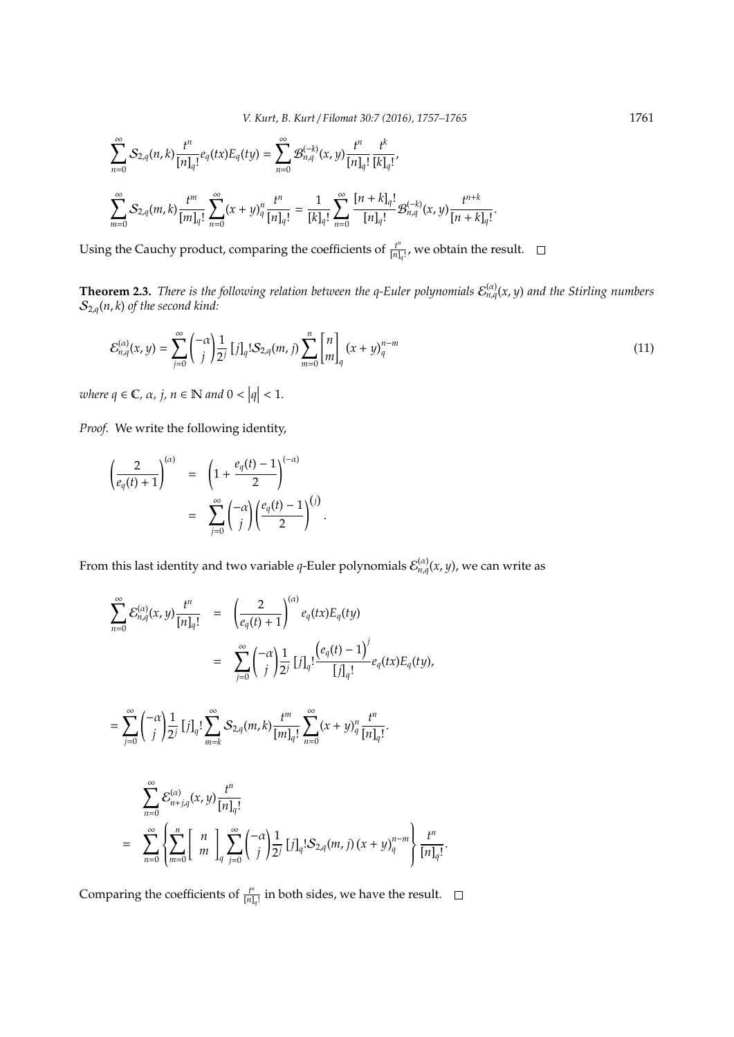$$\sum_{n=0}^{\infty} \mathcal{S}_{2,q}(n,k)\frac{t^n}{[n]_q!}e_q(tx)E_q(ty) = \sum_{n=0}^{\infty} \mathcal{B}_{n,q}^{(-k)}(x,y)\frac{t^n}{[n]_q!}\frac{t^k}{[k]_q!},$$

$$\sum_{m=0}^{\infty} \mathcal{S}_{2,q}(m,k)\frac{t^m}{[m]_q!}\sum_{n=0}^{\infty}(x+y)_q^n\frac{t^n}{[n]_q!} = \frac{1}{[k]_q!}\sum_{n=0}^{\infty}\frac{[n+k]_q!}{[n]_q!}\mathcal{B}_{n,q}^{(-k)}(x,y)\frac{t^{n+k}}{[n+k]_q!}.$$

Using the Cauchy product, comparing the coefficients of $\frac{t^n}{[n]_q!}$, we obtain the result. $\square$

**Theorem 2.3.** *There is the following relation between the q-Euler polynomials $\mathcal{E}_{n,q}^{(\alpha)}(x,y)$ and the Stirling numbers $\mathcal{S}_{2,q}(n,k)$ of the second kind:*

$$\mathcal{E}_{n,q}^{(\alpha)}(x,y) = \sum_{j=0}^{\infty}\binom{-\alpha}{j}\frac{1}{2^j}[j]_q!\mathcal{S}_{2,q}(m,j)\sum_{m=0}^{n}\begin{bmatrix} n \\ m \end{bmatrix}_q (x+y)_q^{n-m} \tag{11}$$

*where $q \in \mathbb{C}$, $\alpha$, $j$, $n \in \mathbb{N}$ and $0 < |q| < 1$.*

*Proof.* We write the following identity,

$$\begin{aligned}
\left(\frac{2}{e_q(t)+1}\right)^{(\alpha)} &= \left(1+\frac{e_q(t)-1}{2}\right)^{(-\alpha)} \\
&= \sum_{j=0}^{\infty}\binom{-\alpha}{j}\left(\frac{e_q(t)-1}{2}\right)^{(j)}.
\end{aligned}$$

From this last identity and two variable $q$-Euler polynomials $\mathcal{E}_{n,q}^{(\alpha)}(x,y)$, we can write as

$$\begin{aligned}
\sum_{n=0}^{\infty}\mathcal{E}_{n,q}^{(\alpha)}(x,y)\frac{t^n}{[n]_q!} &= \left(\frac{2}{e_q(t)+1}\right)^{(\alpha)} e_q(tx)E_q(ty) \\
&= \sum_{j=0}^{\infty}\binom{-\alpha}{j}\frac{1}{2^j}[j]_q!\frac{\left(e_q(t)-1\right)^j}{[j]_q!}e_q(tx)E_q(ty),
\end{aligned}$$

$$= \sum_{j=0}^{\infty}\binom{-\alpha}{j}\frac{1}{2^j}[j]_q!\sum_{m=k}^{\infty}\mathcal{S}_{2,q}(m,k)\frac{t^m}{[m]_q!}\sum_{n=0}^{\infty}(x+y)_q^n\frac{t^n}{[n]_q!}.$$

$$\begin{aligned}
&\sum_{n=0}^{\infty}\mathcal{E}_{n+j,q}^{(\alpha)}(x,y)\frac{t^n}{[n]_q!} \\
&= \sum_{n=0}^{\infty}\left\{\sum_{m=0}^{n}\left[\begin{array}{c} n \\ m \end{array}\right]_q\sum_{j=0}^{\infty}\binom{-\alpha}{j}\frac{1}{2^j}[j]_q!\mathcal{S}_{2,q}(m,j)(x+y)_q^{n-m}\right\}\frac{t^n}{[n]_q!}.
\end{aligned}$$

Comparing the coefficients of $\frac{t^n}{[n]_q!}$ in both sides, we have the result. $\square$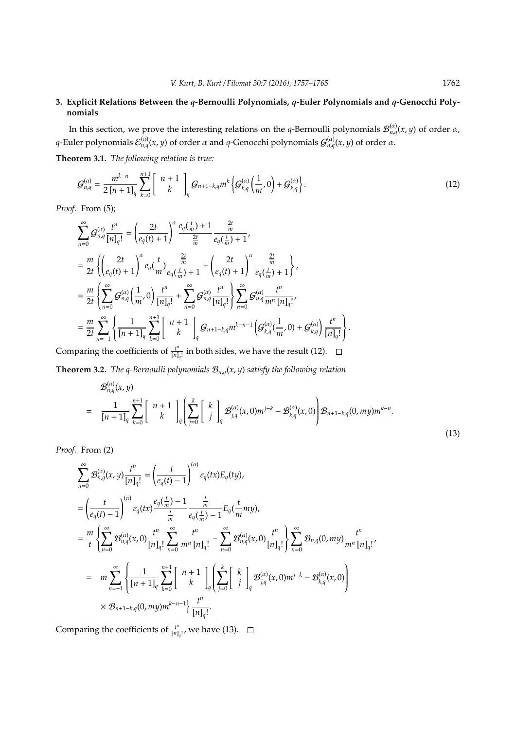## 3. Explicit Relations Between the $q$-Bernoulli Polynomials, $q$-Euler Polynomials and $q$-Genocchi Polynomials

In this section, we prove the interesting relations on the $q$-Bernoulli polynomials $\mathcal{B}_{n,q}^{(\alpha)}(x,y)$ of order $\alpha$, $q$-Euler polynomials $\mathcal{E}_{n,q}^{(\alpha)}(x,y)$ of order $\alpha$ and $q$-Genocchi polynomials $\mathcal{G}_{n,q}^{(\alpha)}(x,y)$ of order $\alpha$.

**Theorem 3.1.** *The following relation is true:*

$$\mathcal{G}_{n,q}^{(\alpha)} = \frac{m^{k-n}}{2\,[n+1]_q}\sum_{k=0}^{n+1}\begin{bmatrix} n+1 \\ k \end{bmatrix}_q \mathcal{G}_{n+1-k,q}m^k\left\{\mathcal{G}_{k,q}^{(\alpha)}\left(\frac{1}{m},0\right)+\mathcal{G}_{k,q}^{(\alpha)}\right\}. \tag{12}$$

*Proof.* From (5);

$$\begin{aligned}
\sum_{n=0}^{\infty}\mathcal{G}_{n,q}^{(\alpha)}\frac{t^n}{[n]_q!} &= \left(\frac{2t}{e_q(t)+1}\right)^{\alpha}\frac{e_q(\frac{t}{m})+1}{\frac{2t}{m}}\frac{\frac{2t}{m}}{e_q(\frac{t}{m})+1}, \\
&= \frac{m}{2t}\left\{\left(\frac{2t}{e_q(t)+1}\right)^{\alpha}e_q(\frac{t}{m})\frac{\frac{2t}{m}}{e_q(\frac{t}{m})+1}+\left(\frac{2t}{e_q(t)+1}\right)^{\alpha}\frac{\frac{2t}{m}}{e_q(\frac{t}{m})+1}\right\}, \\
&= \frac{m}{2t}\left\{\sum_{n=0}^{\infty}\mathcal{G}_{n,q}^{(\alpha)}\left(\frac{1}{m},0\right)\frac{t^n}{[n]_q!}+\sum_{n=0}^{\infty}\mathcal{G}_{n,q}^{(\alpha)}\frac{t^n}{[n]_q!}\right\}\sum_{n=0}^{\infty}\mathcal{G}_{n,q}^{(\alpha)}\frac{t^n}{m^n\,[n]_q!}, \\
&= \frac{m}{2t}\sum_{n=-1}^{\infty}\left\{\frac{1}{[n+1]_q}\sum_{k=0}^{n+1}\begin{bmatrix} n+1 \\ k \end{bmatrix}_q\mathcal{G}_{n+1-k,q}m^{k-n-1}\left(\mathcal{G}_{k,q}^{(\alpha)}(\frac{1}{m},0)+\mathcal{G}_{k,q}^{(\alpha)}\right)\frac{t^n}{[n]_q!}\right\}.
\end{aligned}$$

Comparing the coefficients of $\frac{t^n}{[n]_q!}$ in both sides, we have the result (12). $\square$

**Theorem 3.2.** *The $q$-Bernoulli polynomials $\mathcal{B}_{n,q}(x,y)$ satisfy the following relation*

$$\begin{aligned}
&\mathcal{B}_{n,q}^{(\alpha)}(x,y) \\
&= \frac{1}{[n+1]_q}\sum_{k=0}^{n+1}\begin{bmatrix} n+1 \\ k \end{bmatrix}_q\left(\sum_{j=0}^{k}\begin{bmatrix} k \\ j \end{bmatrix}_q\mathcal{B}_{j,q}^{(\alpha)}(x,0)m^{j-k}-\mathcal{B}_{k,q}^{(\alpha)}(x,0)\right)\mathcal{B}_{n+1-k,q}(0,my)m^{k-n}.
\end{aligned} \tag{13}$$

*Proof.* From (2)

$$\begin{aligned}
\sum_{n=0}^{\infty}\mathcal{B}_{n,q}^{(\alpha)}(x,y)\frac{t^n}{[n]_q!} &= \left(\frac{t}{e_q(t)-1}\right)^{(\alpha)}e_q(tx)E_q(ty), \\
&= \left(\frac{t}{e_q(t)-1}\right)^{(\alpha)}e_q(tx)\frac{e_q(\frac{t}{m})-1}{\frac{t}{m}}\frac{\frac{t}{m}}{e_q(\frac{t}{m})-1}E_q(\frac{t}{m}my), \\
&= \frac{m}{t}\left\{\sum_{n=0}^{\infty}\mathcal{B}_{n,q}^{(\alpha)}(x,0)\frac{t^n}{[n]_q!}\sum_{n=0}^{\infty}\frac{t^n}{m^n\,[n]_q!}-\sum_{n=0}^{\infty}\mathcal{B}_{n,q}^{(\alpha)}(x,0)\frac{t^n}{[n]_q!}\right\}\sum_{n=0}^{\infty}\mathcal{B}_{n,q}(0,my)\frac{t^n}{m^n\,[n]_q!}, \\
&= m\sum_{n=-1}^{\infty}\left\{\frac{1}{[n+1]_q}\sum_{k=0}^{n+1}\begin{bmatrix} n+1 \\ k \end{bmatrix}_q\left(\sum_{j=0}^{k}\begin{bmatrix} k \\ j \end{bmatrix}_q\mathcal{B}_{j,q}^{(\alpha)}(x,0)m^{j-k}-\mathcal{B}_{k,q}^{(\alpha)}(x,0)\right)\right. \\
&\qquad\left.\times\,\mathcal{B}_{n+1-k,q}(0,my)m^{k-n-1}\right\}\frac{t^n}{[n]_q!}.
\end{aligned}$$

Comparing the coefficients of $\frac{t^n}{[n]_q!}$, we have (13). $\square$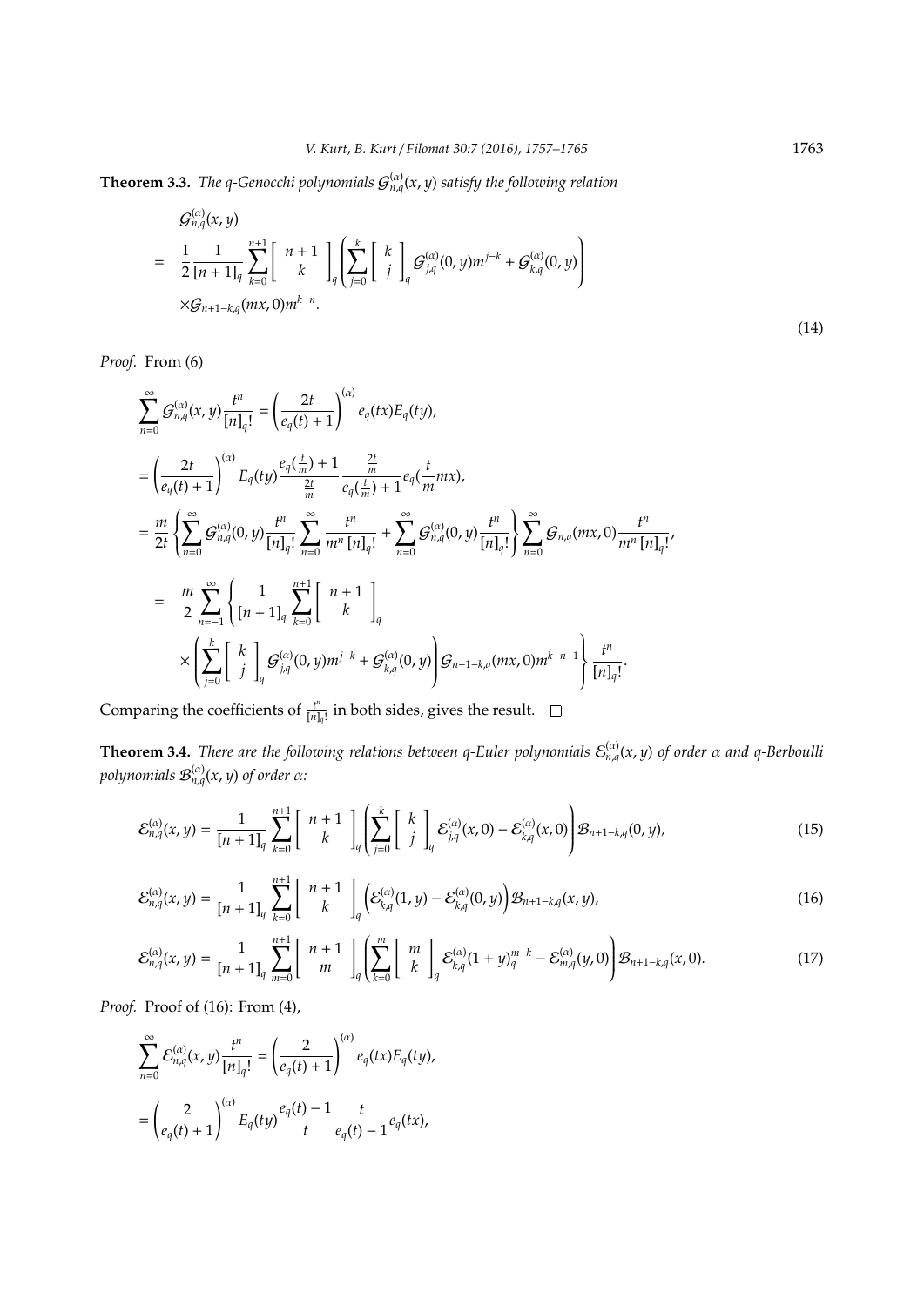**Theorem 3.3.** *The q-Genocchi polynomials $\mathcal{G}_{n,q}^{(\alpha)}(x,y)$ satisfy the following relation*

$$
\begin{aligned}
&\mathcal{G}_{n,q}^{(\alpha)}(x,y) \\
=\ & \frac{1}{2}\frac{1}{[n+1]_q}\sum_{k=0}^{n+1}\left[\begin{array}{c} n+1 \\ k \end{array}\right]_q \left(\sum_{j=0}^{k}\left[\begin{array}{c} k \\ j \end{array}\right]_q \mathcal{G}_{j,q}^{(\alpha)}(0,y)m^{j-k} + \mathcal{G}_{k,q}^{(\alpha)}(0,y)\right) \\
&\times \mathcal{G}_{n+1-k,q}(mx,0)m^{k-n}.
\end{aligned}
\tag{14}
$$

*Proof.* From (6)

$$
\begin{aligned}
&\sum_{n=0}^{\infty}\mathcal{G}_{n,q}^{(\alpha)}(x,y)\frac{t^n}{[n]_q!} = \left(\frac{2t}{e_q(t)+1}\right)^{(\alpha)} e_q(tx)E_q(ty), \\
&= \left(\frac{2t}{e_q(t)+1}\right)^{(\alpha)} E_q(ty)\frac{e_q(\frac{t}{m})+1}{\frac{2t}{m}}\frac{\frac{2t}{m}}{e_q(\frac{t}{m})+1}e_q(\frac{t}{m}mx), \\
&= \frac{m}{2t}\left\{\sum_{n=0}^{\infty}\mathcal{G}_{n,q}^{(\alpha)}(0,y)\frac{t^n}{[n]_q!}\sum_{n=0}^{\infty}\frac{t^n}{m^n[n]_q!} + \sum_{n=0}^{\infty}\mathcal{G}_{n,q}^{(\alpha)}(0,y)\frac{t^n}{[n]_q!}\right\}\sum_{n=0}^{\infty}\mathcal{G}_{n,q}(mx,0)\frac{t^n}{m^n[n]_q!}, \\
&= \frac{m}{2}\sum_{n=-1}^{\infty}\left\{\frac{1}{[n+1]_q}\sum_{k=0}^{n+1}\left[\begin{array}{c} n+1 \\ k \end{array}\right]_q \right. \\
&\quad \left. \times\left(\sum_{j=0}^{k}\left[\begin{array}{c} k \\ j \end{array}\right]_q \mathcal{G}_{j,q}^{(\alpha)}(0,y)m^{j-k} + \mathcal{G}_{k,q}^{(\alpha)}(0,y)\right)\mathcal{G}_{n+1-k,q}(mx,0)m^{k-n-1}\right\}\frac{t^n}{[n]_q!}.
\end{aligned}
$$

Comparing the coefficients of $\frac{t^n}{[n]_q!}$ in both sides, gives the result. $\square$

**Theorem 3.4.** *There are the following relations between q-Euler polynomials $\mathcal{E}_{n,q}^{(\alpha)}(x,y)$ of order $\alpha$ and q-Berboulli polynomials $\mathcal{B}_{n,q}^{(\alpha)}(x,y)$ of order $\alpha$:*

$$
\mathcal{E}_{n,q}^{(\alpha)}(x,y) = \frac{1}{[n+1]_q}\sum_{k=0}^{n+1}\left[\begin{array}{c} n+1 \\ k \end{array}\right]_q \left(\sum_{j=0}^{k}\left[\begin{array}{c} k \\ j \end{array}\right]_q \mathcal{E}_{j,q}^{(\alpha)}(x,0) - \mathcal{E}_{k,q}^{(\alpha)}(x,0)\right)\mathcal{B}_{n+1-k,q}(0,y), \tag{15}
$$

$$
\mathcal{E}_{n,q}^{(\alpha)}(x,y) = \frac{1}{[n+1]_q}\sum_{k=0}^{n+1}\left[\begin{array}{c} n+1 \\ k \end{array}\right]_q \left(\mathcal{E}_{k,q}^{(\alpha)}(1,y) - \mathcal{E}_{k,q}^{(\alpha)}(0,y)\right)\mathcal{B}_{n+1-k,q}(x,y), \tag{16}
$$

$$
\mathcal{E}_{n,q}^{(\alpha)}(x,y) = \frac{1}{[n+1]_q}\sum_{m=0}^{n+1}\left[\begin{array}{c} n+1 \\ m \end{array}\right]_q \left(\sum_{k=0}^{m}\left[\begin{array}{c} m \\ k \end{array}\right]_q \mathcal{E}_{k,q}^{(\alpha)}(1+y)_q^{m-k} - \mathcal{E}_{m,q}^{(\alpha)}(y,0)\right)\mathcal{B}_{n+1-k,q}(x,0). \tag{17}
$$

*Proof.* Proof of (16): From (4),

$$
\begin{aligned}
&\sum_{n=0}^{\infty}\mathcal{E}_{n,q}^{(\alpha)}(x,y)\frac{t^n}{[n]_q!} = \left(\frac{2}{e_q(t)+1}\right)^{(\alpha)} e_q(tx)E_q(ty), \\
&= \left(\frac{2}{e_q(t)+1}\right)^{(\alpha)} E_q(ty)\frac{e_q(t)-1}{t}\frac{t}{e_q(t)-1}e_q(tx),
\end{aligned}
$$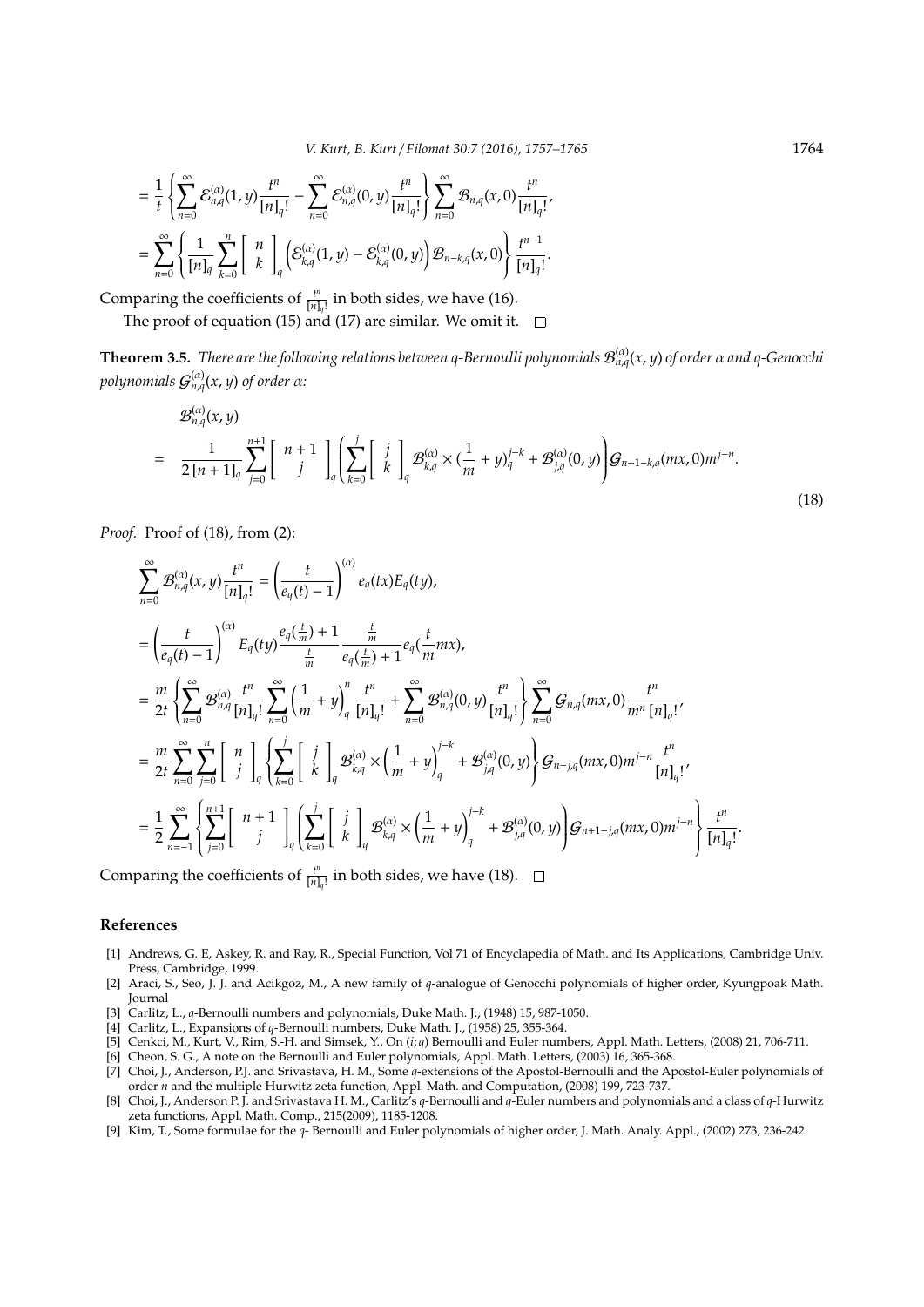$$
= \frac{1}{t} \left\{ \sum_{n=0}^{\infty} \mathcal{E}_{n,q}^{(\alpha)}(1,y) \frac{t^n}{[n]_q!} - \sum_{n=0}^{\infty} \mathcal{E}_{n,q}^{(\alpha)}(0,y) \frac{t^n}{[n]_q!} \right\} \sum_{n=0}^{\infty} \mathcal{B}_{n,q}(x,0) \frac{t^n}{[n]_q!},
$$

$$
= \sum_{n=0}^{\infty} \left\{ \frac{1}{[n]_q} \sum_{k=0}^{n} \left[ \begin{array}{c} n \\ k \end{array} \right]_q \left( \mathcal{E}_{k,q}^{(\alpha)}(1,y) - \mathcal{E}_{k,q}^{(\alpha)}(0,y) \right) \mathcal{B}_{n-k,q}(x,0) \right\} \frac{t^{n-1}}{[n]_q!}.
$$

Comparing the coefficients of $\frac{t^n}{[n]_q!}$ in both sides, we have (16).

The proof of equation (15) and (17) are similar. We omit it. □

**Theorem 3.5.** *There are the following relations between q-Bernoulli polynomials $\mathcal{B}_{n,q}^{(\alpha)}(x,y)$ of order $\alpha$ and q-Genocchi polynomials $\mathcal{G}_{n,q}^{(\alpha)}(x,y)$ of order $\alpha$:*

$$
\begin{aligned}
& \mathcal{B}_{n,q}^{(\alpha)}(x,y) \\
= \ & \frac{1}{2\,[n+1]_q} \sum_{j=0}^{n+1} \left[ \begin{array}{c} n+1 \\ j \end{array} \right]_q \left( \sum_{k=0}^{j} \left[ \begin{array}{c} j \\ k \end{array} \right]_q \mathcal{B}_{k,q}^{(\alpha)} \times \left(\frac{1}{m}+y\right)_q^{j-k} + \mathcal{B}_{j,q}^{(\alpha)}(0,y) \right) \mathcal{G}_{n+1-k,q}(mx,0) m^{j-n}.
\end{aligned} \tag{18}
$$

*Proof.* Proof of (18), from (2):

$$
\sum_{n=0}^{\infty} \mathcal{B}_{n,q}^{(\alpha)}(x,y) \frac{t^n}{[n]_q!} = \left( \frac{t}{e_q(t)-1} \right)^{(\alpha)} e_q(tx) E_q(ty),
$$

$$
= \left( \frac{t}{e_q(t)-1} \right)^{(\alpha)} E_q(ty) \frac{e_q(\frac{t}{m})+1}{\frac{t}{m}} \frac{\frac{t}{m}}{e_q(\frac{t}{m})+1} e_q(\frac{t}{m} mx),
$$

$$
= \frac{m}{2t} \left\{ \sum_{n=0}^{\infty} \mathcal{B}_{n,q}^{(\alpha)} \frac{t^n}{[n]_q!} \sum_{n=0}^{\infty} \left( \frac{1}{m} + y \right)_q^n \frac{t^n}{[n]_q!} + \sum_{n=0}^{\infty} \mathcal{B}_{n,q}^{(\alpha)}(0,y) \frac{t^n}{[n]_q!} \right\} \sum_{n=0}^{\infty} \mathcal{G}_{n,q}(mx,0) \frac{t^n}{m^n\,[n]_q!},
$$

$$
= \frac{m}{2t} \sum_{n=0}^{\infty} \sum_{j=0}^{n} \left[ \begin{array}{c} n \\ j \end{array} \right]_q \left\{ \sum_{k=0}^{j} \left[ \begin{array}{c} j \\ k \end{array} \right]_q \mathcal{B}_{k,q}^{(\alpha)} \times \left( \frac{1}{m} + y \right)_q^{j-k} + \mathcal{B}_{j,q}^{(\alpha)}(0,y) \right\} \mathcal{G}_{n-j,q}(mx,0) m^{j-n} \frac{t^n}{[n]_q!},
$$

$$
= \frac{1}{2} \sum_{n=-1}^{\infty} \left\{ \sum_{j=0}^{n+1} \left[ \begin{array}{c} n+1 \\ j \end{array} \right]_q \left( \sum_{k=0}^{j} \left[ \begin{array}{c} j \\ k \end{array} \right]_q \mathcal{B}_{k,q}^{(\alpha)} \times \left( \frac{1}{m} + y \right)_q^{j-k} + \mathcal{B}_{j,q}^{(\alpha)}(0,y) \right) \mathcal{G}_{n+1-j,q}(mx,0) m^{j-n} \right\} \frac{t^n}{[n]_q!}.
$$

Comparing the coefficients of $\frac{t^n}{[n]_q!}$ in both sides, we have (18). □

## References

[1] Andrews, G. E, Askey, R. and Ray, R., Special Function, Vol 71 of Encyclapedia of Math. and Its Applications, Cambridge Univ. Press, Cambridge, 1999.

[2] Araci, S., Seo, J. J. and Acikgoz, M., A new family of $q$-analogue of Genocchi polynomials of higher order, Kyungpoak Math. Journal

[3] Carlitz, L., $q$-Bernoulli numbers and polynomials, Duke Math. J., (1948) 15, 987-1050.

[4] Carlitz, L., Expansions of $q$-Bernoulli numbers, Duke Math. J., (1958) 25, 355-364.

[5] Cenkci, M., Kurt, V., Rim, S.-H. and Simsek, Y., On $(i;q)$ Bernoulli and Euler numbers, Appl. Math. Letters, (2008) 21, 706-711.

[6] Cheon, S. G., A note on the Bernoulli and Euler polynomials, Appl. Math. Letters, (2003) 16, 365-368.

[7] Choi, J., Anderson, P.J. and Srivastava, H. M., Some $q$-extensions of the Apostol-Bernoulli and the Apostol-Euler polynomials of order $n$ and the multiple Hurwitz zeta function, Appl. Math. and Computation, (2008) 199, 723-737.

[8] Choi, J., Anderson P. J. and Srivastava H. M., Carlitz's $q$-Bernoulli and $q$-Euler numbers and polynomials and a class of $q$-Hurwitz zeta functions, Appl. Math. Comp., 215(2009), 1185-1208.

[9] Kim, T., Some formulae for the $q$- Bernoulli and Euler polynomials of higher order, J. Math. Analy. Appl., (2002) 273, 236-242.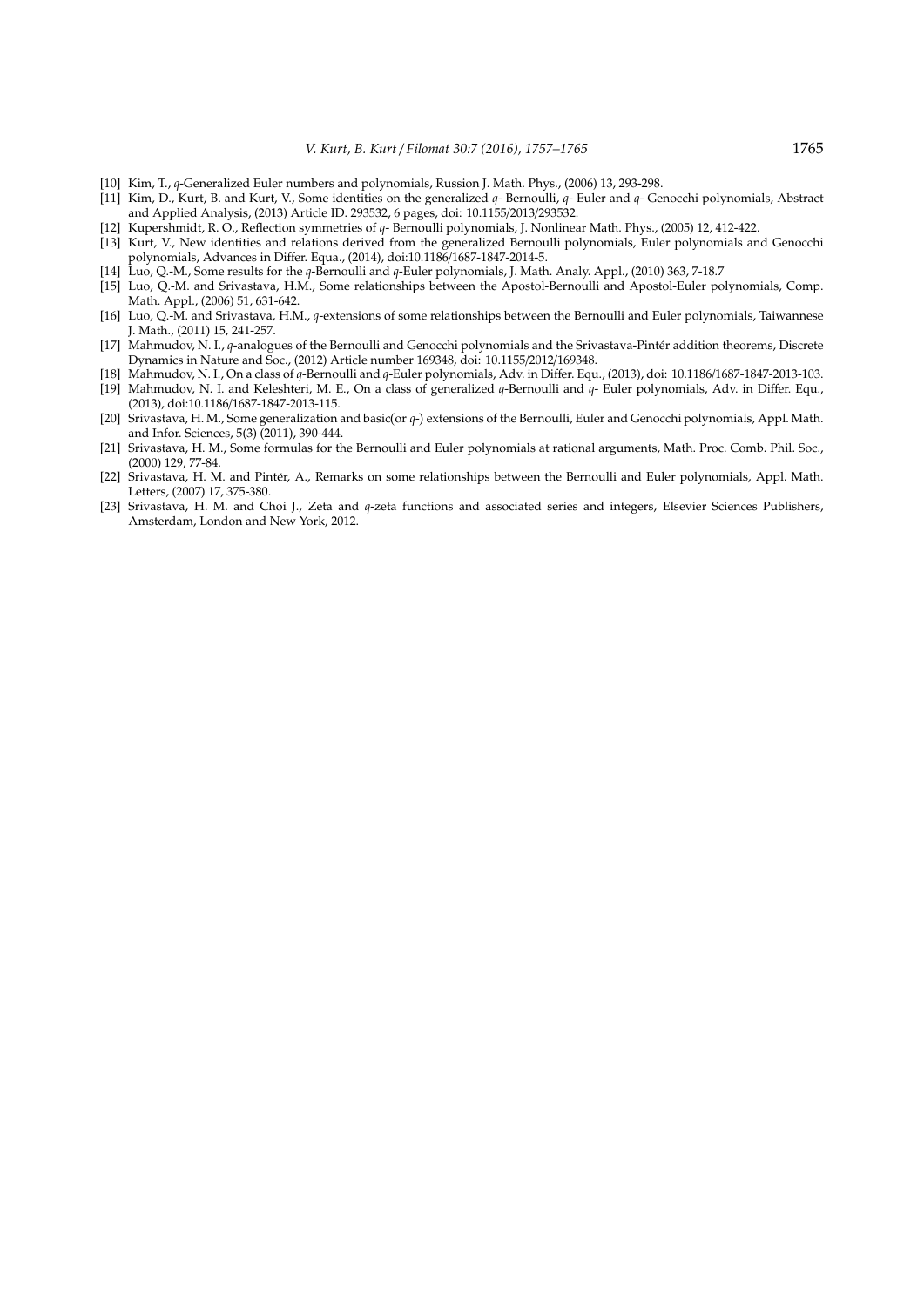[10] Kim, T., $q$-Generalized Euler numbers and polynomials, Russion J. Math. Phys., (2006) 13, 293-298.

[11] Kim, D., Kurt, B. and Kurt, V., Some identities on the generalized $q$- Bernoulli, $q$- Euler and $q$- Genocchi polynomials, Abstract and Applied Analysis, (2013) Article ID. 293532, 6 pages, doi: 10.1155/2013/293532.

[12] Kupershmidt, R. O., Reflection symmetries of $q$- Bernoulli polynomials, J. Nonlinear Math. Phys., (2005) 12, 412-422.

[13] Kurt, V., New identities and relations derived from the generalized Bernoulli polynomials, Euler polynomials and Genocchi polynomials, Advances in Differ. Equa., (2014), doi:10.1186/1687-1847-2014-5.

[14] Luo, Q.-M., Some results for the $q$-Bernoulli and $q$-Euler polynomials, J. Math. Analy. Appl., (2010) 363, 7-18.7

[15] Luo, Q.-M. and Srivastava, H.M., Some relationships between the Apostol-Bernoulli and Apostol-Euler polynomials, Comp. Math. Appl., (2006) 51, 631-642.

[16] Luo, Q.-M. and Srivastava, H.M., $q$-extensions of some relationships between the Bernoulli and Euler polynomials, Taiwannese J. Math., (2011) 15, 241-257.

[17] Mahmudov, N. I., $q$-analogues of the Bernoulli and Genocchi polynomials and the Srivastava-Pintér addition theorems, Discrete Dynamics in Nature and Soc., (2012) Article number 169348, doi: 10.1155/2012/169348.

[18] Mahmudov, N. I., On a class of $q$-Bernoulli and $q$-Euler polynomials, Adv. in Differ. Equ., (2013), doi: 10.1186/1687-1847-2013-103.

[19] Mahmudov, N. I. and Keleshteri, M. E., On a class of generalized $q$-Bernoulli and $q$- Euler polynomials, Adv. in Differ. Equ., (2013), doi:10.1186/1687-1847-2013-115.

[20] Srivastava, H. M., Some generalization and basic(or $q$-) extensions of the Bernoulli, Euler and Genocchi polynomials, Appl. Math. and Infor. Sciences, 5(3) (2011), 390-444.

[21] Srivastava, H. M., Some formulas for the Bernoulli and Euler polynomials at rational arguments, Math. Proc. Comb. Phil. Soc., (2000) 129, 77-84.

[22] Srivastava, H. M. and Pintér, A., Remarks on some relationships between the Bernoulli and Euler polynomials, Appl. Math. Letters, (2007) 17, 375-380.

[23] Srivastava, H. M. and Choi J., Zeta and $q$-zeta functions and associated series and integers, Elsevier Sciences Publishers, Amsterdam, London and New York, 2012.